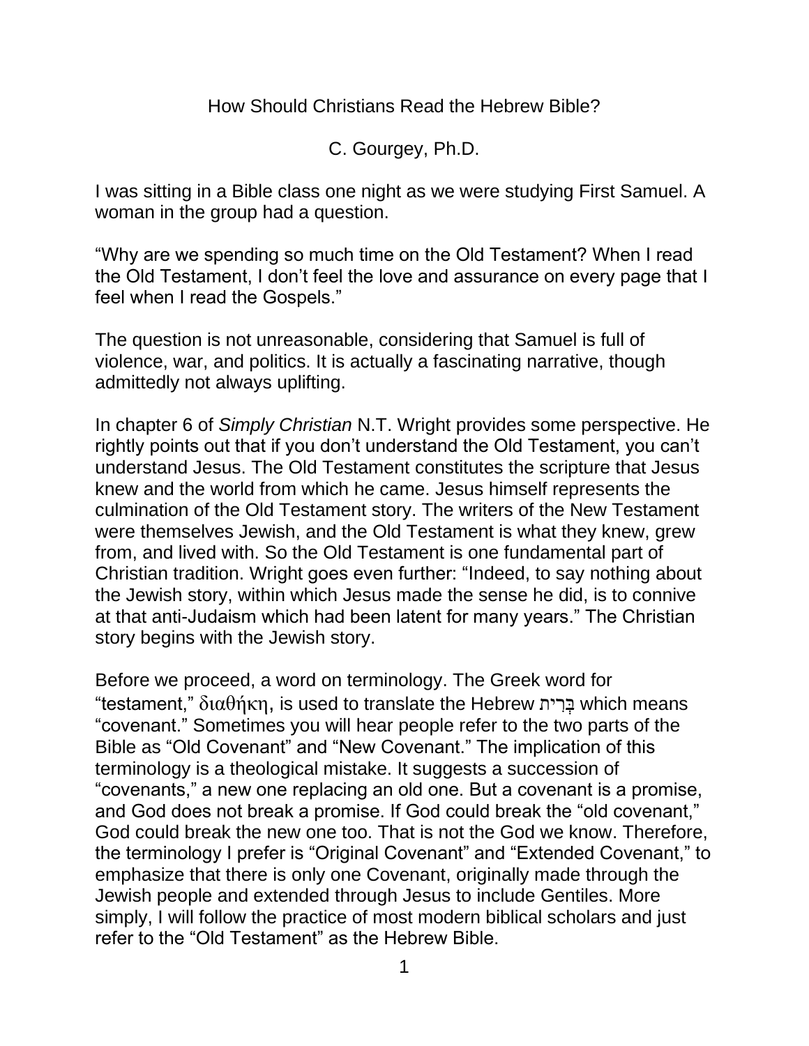# How Should Christians Read the Hebrew Bible?

C. Gourgey, Ph.D.

I was sitting in a Bible class one night as we were studying First Samuel. A woman in the group had a question.

"Why are we spending so much time on the Old Testament? When I read the Old Testament, I don't feel the love and assurance on every page that I feel when I read the Gospels."

The question is not unreasonable, considering that Samuel is full of violence, war, and politics. It is actually a fascinating narrative, though admittedly not always uplifting.

In chapter 6 of *Simply Christian* N.T. Wright provides some perspective. He rightly points out that if you don't understand the Old Testament, you can't understand Jesus. The Old Testament constitutes the scripture that Jesus knew and the world from which he came. Jesus himself represents the culmination of the Old Testament story. The writers of the New Testament were themselves Jewish, and the Old Testament is what they knew, grew from, and lived with. So the Old Testament is one fundamental part of Christian tradition. Wright goes even further: "Indeed, to say nothing about the Jewish story, within which Jesus made the sense he did, is to connive at that anti-Judaism which had been latent for many years." The Christian story begins with the Jewish story.

Before we proceed, a word on terminology. The Greek word for "testament," διαθήκη, is used to translate the Hebrew בְּרִית which means "covenant." Sometimes you will hear people refer to the two parts of the Bible as "Old Covenant" and "New Covenant." The implication of this terminology is a theological mistake. It suggests a succession of "covenants," a new one replacing an old one. But a covenant is a promise, and God does not break a promise. If God could break the "old covenant," God could break the new one too. That is not the God we know. Therefore, the terminology I prefer is "Original Covenant" and "Extended Covenant," to emphasize that there is only one Covenant, originally made through the Jewish people and extended through Jesus to include Gentiles. More simply, I will follow the practice of most modern biblical scholars and just refer to the "Old Testament" as the Hebrew Bible.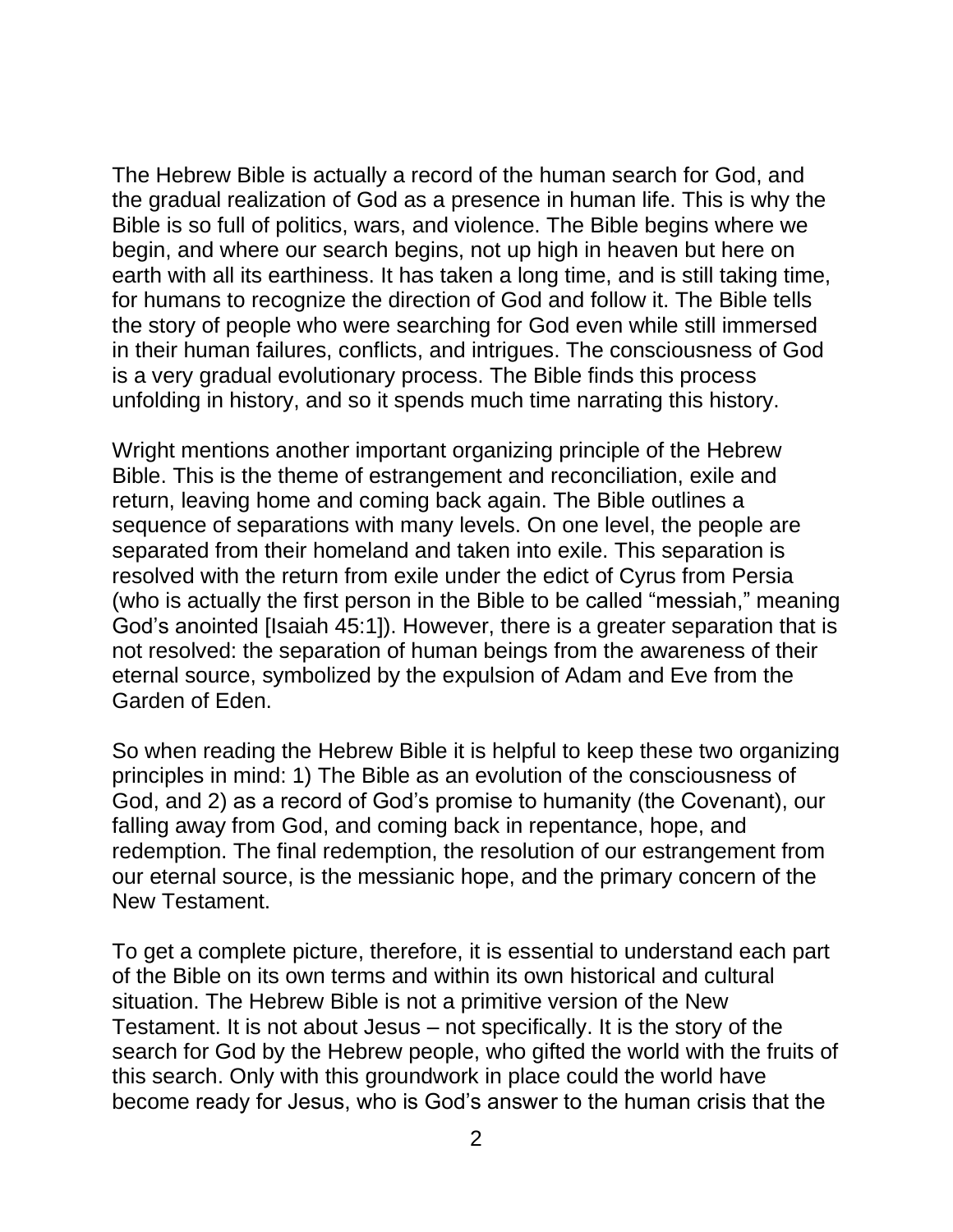The Hebrew Bible is actually a record of the human search for God, and the gradual realization of God as a presence in human life. This is why the Bible is so full of politics, wars, and violence. The Bible begins where we begin, and where our search begins, not up high in heaven but here on earth with all its earthiness. It has taken a long time, and is still taking time, for humans to recognize the direction of God and follow it. The Bible tells the story of people who were searching for God even while still immersed in their human failures, conflicts, and intrigues. The consciousness of God is a very gradual evolutionary process. The Bible finds this process unfolding in history, and so it spends much time narrating this history.

Wright mentions another important organizing principle of the Hebrew Bible. This is the theme of estrangement and reconciliation, exile and return, leaving home and coming back again. The Bible outlines a sequence of separations with many levels. On one level, the people are separated from their homeland and taken into exile. This separation is resolved with the return from exile under the edict of Cyrus from Persia (who is actually the first person in the Bible to be called "messiah," meaning God's anointed [Isaiah 45:1]). However, there is a greater separation that is not resolved: the separation of human beings from the awareness of their eternal source, symbolized by the expulsion of Adam and Eve from the Garden of Eden.

So when reading the Hebrew Bible it is helpful to keep these two organizing principles in mind: 1) The Bible as an evolution of the consciousness of God, and 2) as a record of God's promise to humanity (the Covenant), our falling away from God, and coming back in repentance, hope, and redemption. The final redemption, the resolution of our estrangement from our eternal source, is the messianic hope, and the primary concern of the New Testament.

To get a complete picture, therefore, it is essential to understand each part of the Bible on its own terms and within its own historical and cultural situation. The Hebrew Bible is not a primitive version of the New Testament. It is not about Jesus – not specifically. It is the story of the search for God by the Hebrew people, who gifted the world with the fruits of this search. Only with this groundwork in place could the world have become ready for Jesus, who is God's answer to the human crisis that the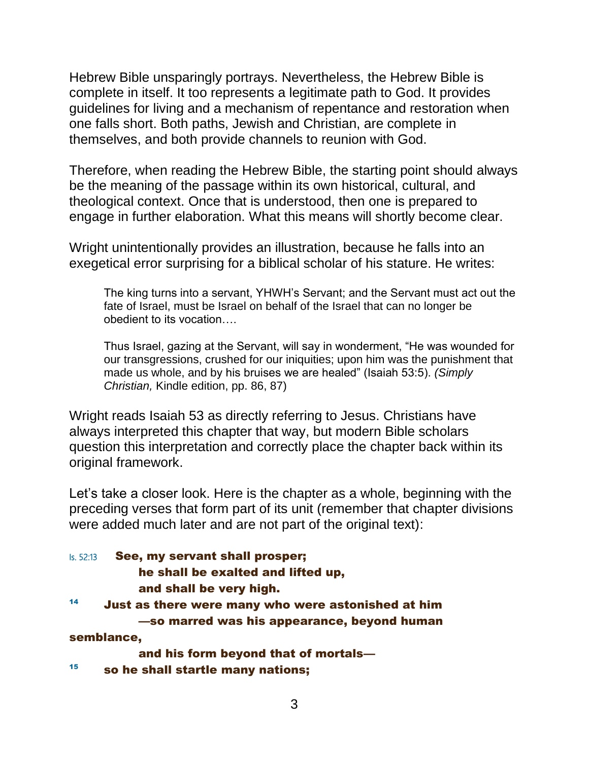Hebrew Bible unsparingly portrays. Nevertheless, the Hebrew Bible is complete in itself. It too represents a legitimate path to God. It provides guidelines for living and a mechanism of repentance and restoration when one falls short. Both paths, Jewish and Christian, are complete in themselves, and both provide channels to reunion with God.

Therefore, when reading the Hebrew Bible, the starting point should always be the meaning of the passage within its own historical, cultural, and theological context. Once that is understood, then one is prepared to engage in further elaboration. What this means will shortly become clear.

Wright unintentionally provides an illustration, because he falls into an exegetical error surprising for a biblical scholar of his stature. He writes:

> The king turns into a servant, YHWH's Servant; and the Servant must act out the fate of Israel, must be Israel on behalf of the Israel that can no longer be obedient to its vocation….
>
> Thus Israel, gazing at the Servant, will say in wonderment, "He was wounded for our transgressions, crushed for our iniquities; upon him was the punishment that made us whole, and by his bruises we are healed" (Isaiah 53:5). *(Simply Christian,* Kindle edition, pp. 86, 87)

Wright reads Isaiah 53 as directly referring to Jesus. Christians have always interpreted this chapter that way, but modern Bible scholars question this interpretation and correctly place the chapter back within its original framework.

Let's take a closer look. Here is the chapter as a whole, beginning with the preceding verses that form part of its unit (remember that chapter divisions were added much later and are not part of the original text):

Is. 52:13 **See, my servant shall prosper;**
**he shall be exalted and lifted up,**
**and shall be very high.**

14 **Just as there were many who were astonished at him**
**—so marred was his appearance, beyond human semblance,**
**and his form beyond that of mortals—**

15 **so he shall startle many nations;**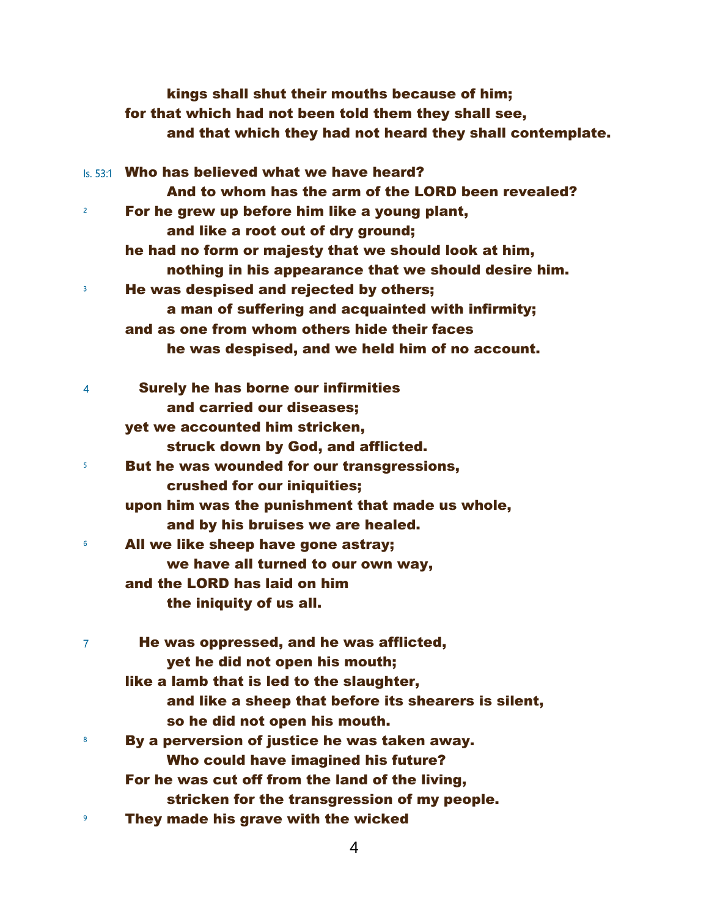kings shall shut their mouths because of him;
for that which had not been told them they shall see,
and that which they had not heard they shall contemplate.

Is. 53:1 **Who has believed what we have heard?**
**And to whom has the arm of the LORD been revealed?**
2 **For he grew up before him like a young plant,**
**and like a root out of dry ground;**
**he had no form or majesty that we should look at him,**
**nothing in his appearance that we should desire him.**
3 **He was despised and rejected by others;**
**a man of suffering and acquainted with infirmity;**
**and as one from whom others hide their faces**
**he was despised, and we held him of no account.**

4 **Surely he has borne our infirmities**
**and carried our diseases;**
**yet we accounted him stricken,**
**struck down by God, and afflicted.**
5 **But he was wounded for our transgressions,**
**crushed for our iniquities;**
**upon him was the punishment that made us whole,**
**and by his bruises we are healed.**
6 **All we like sheep have gone astray;**
**we have all turned to our own way,**
**and the LORD has laid on him**
**the iniquity of us all.**

7 **He was oppressed, and he was afflicted,**
**yet he did not open his mouth;**
**like a lamb that is led to the slaughter,**
**and like a sheep that before its shearers is silent,**
**so he did not open his mouth.**
8 **By a perversion of justice he was taken away.**
**Who could have imagined his future?**
**For he was cut off from the land of the living,**
**stricken for the transgression of my people.**
9 **They made his grave with the wicked**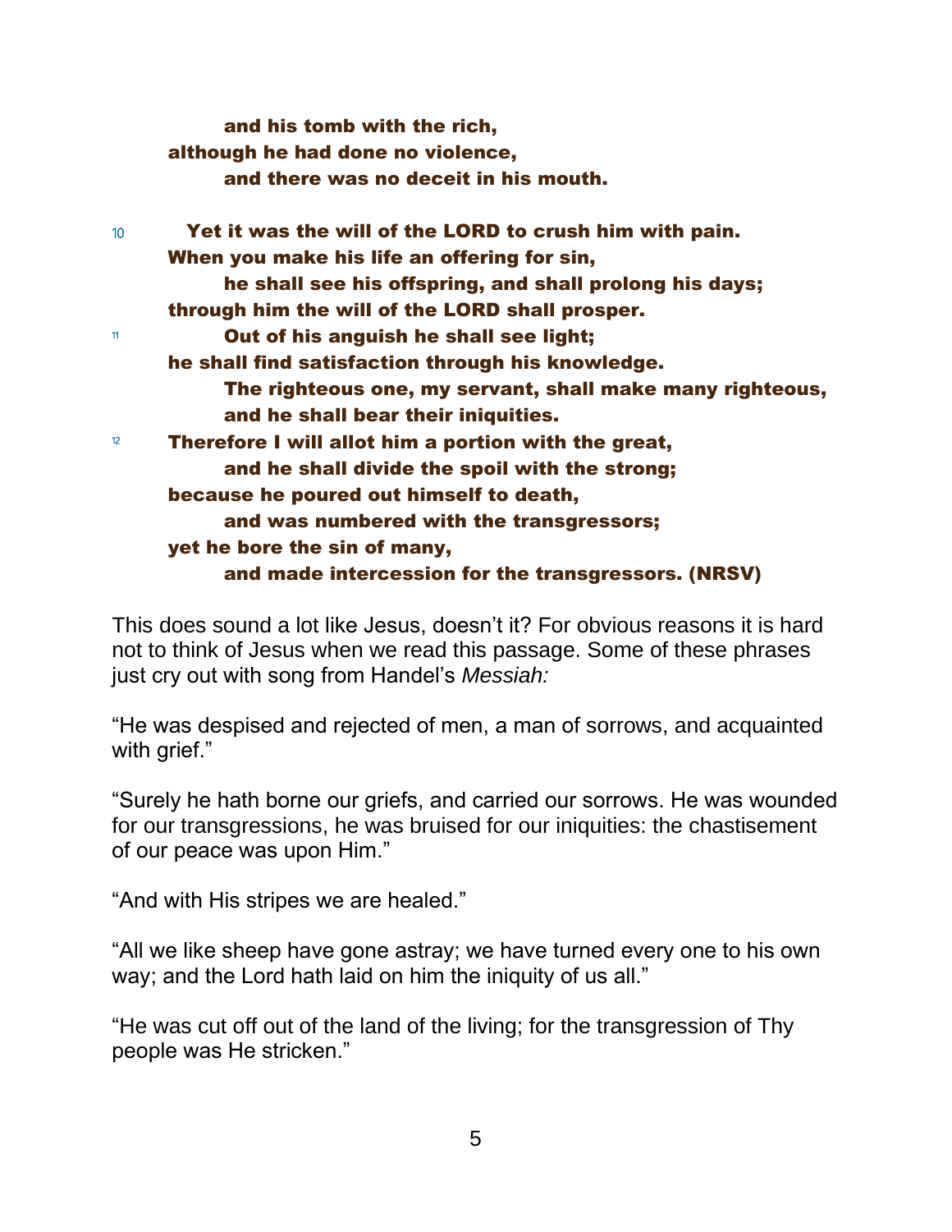**and his tomb with the rich,**
**although he had done no violence,**
**and there was no deceit in his mouth.**

10 **Yet it was the will of the LORD to crush him with pain.**
**When you make his life an offering for sin,**
**he shall see his offspring, and shall prolong his days;**
**through him the will of the LORD shall prosper.**
11 **Out of his anguish he shall see light;**
**he shall find satisfaction through his knowledge.**
**The righteous one, my servant, shall make many righteous,**
**and he shall bear their iniquities.**
12 **Therefore I will allot him a portion with the great,**
**and he shall divide the spoil with the strong;**
**because he poured out himself to death,**
**and was numbered with the transgressors;**
**yet he bore the sin of many,**
**and made intercession for the transgressors. (NRSV)**

This does sound a lot like Jesus, doesn't it? For obvious reasons it is hard not to think of Jesus when we read this passage. Some of these phrases just cry out with song from Handel's *Messiah:*

"He was despised and rejected of men, a man of sorrows, and acquainted with grief."

"Surely he hath borne our griefs, and carried our sorrows. He was wounded for our transgressions, he was bruised for our iniquities: the chastisement of our peace was upon Him."

"And with His stripes we are healed."

"All we like sheep have gone astray; we have turned every one to his own way; and the Lord hath laid on him the iniquity of us all."

"He was cut off out of the land of the living; for the transgression of Thy people was He stricken."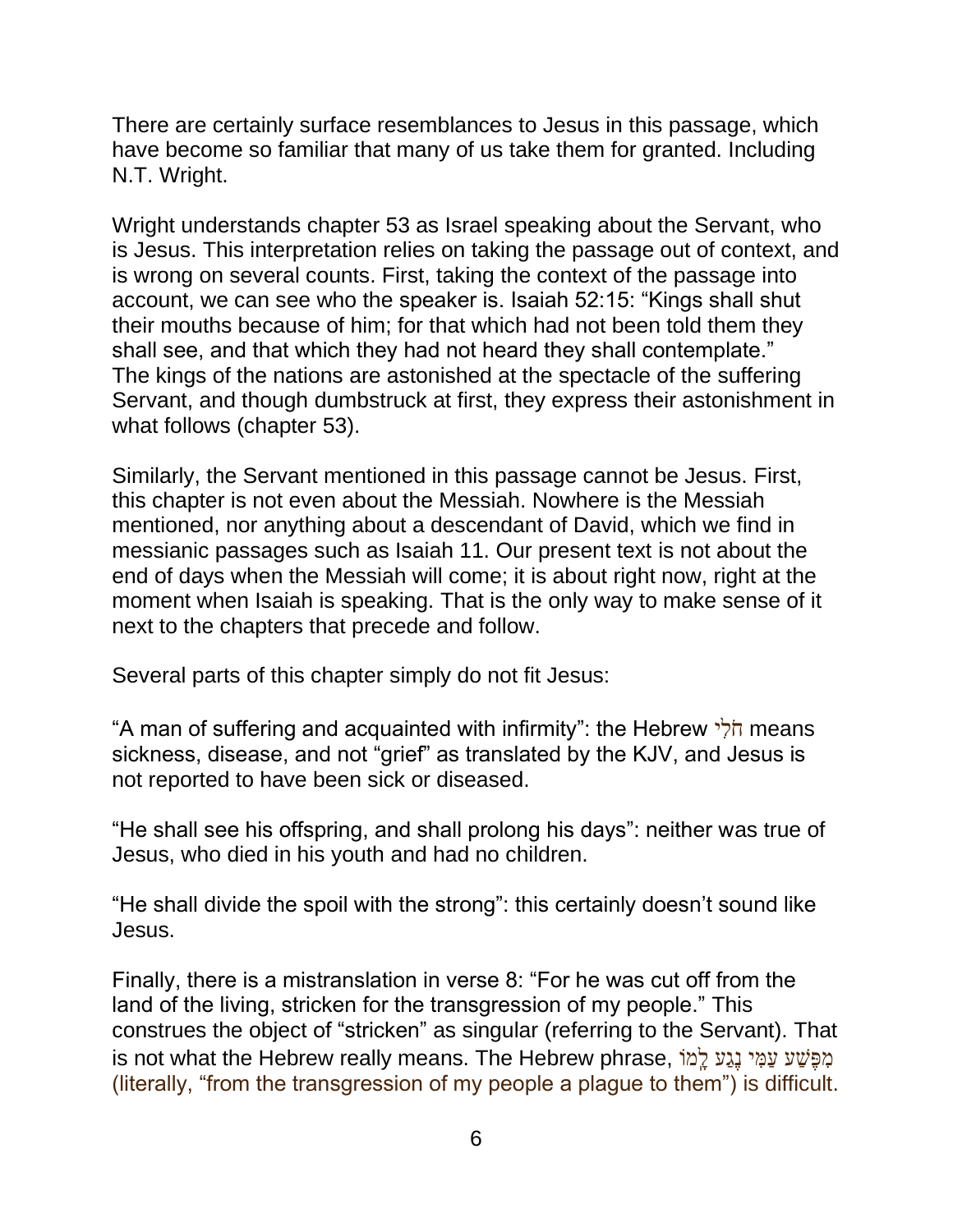There are certainly surface resemblances to Jesus in this passage, which have become so familiar that many of us take them for granted. Including N.T. Wright.

Wright understands chapter 53 as Israel speaking about the Servant, who is Jesus. This interpretation relies on taking the passage out of context, and is wrong on several counts. First, taking the context of the passage into account, we can see who the speaker is. Isaiah 52:15: "Kings shall shut their mouths because of him; for that which had not been told them they shall see, and that which they had not heard they shall contemplate." The kings of the nations are astonished at the spectacle of the suffering Servant, and though dumbstruck at first, they express their astonishment in what follows (chapter 53).

Similarly, the Servant mentioned in this passage cannot be Jesus. First, this chapter is not even about the Messiah. Nowhere is the Messiah mentioned, nor anything about a descendant of David, which we find in messianic passages such as Isaiah 11. Our present text is not about the end of days when the Messiah will come; it is about right now, right at the moment when Isaiah is speaking. That is the only way to make sense of it next to the chapters that precede and follow.

Several parts of this chapter simply do not fit Jesus:

"A man of suffering and acquainted with infirmity": the Hebrew חֳלִי means sickness, disease, and not "grief" as translated by the KJV, and Jesus is not reported to have been sick or diseased.

"He shall see his offspring, and shall prolong his days": neither was true of Jesus, who died in his youth and had no children.

"He shall divide the spoil with the strong": this certainly doesn't sound like Jesus.

Finally, there is a mistranslation in verse 8: "For he was cut off from the land of the living, stricken for the transgression of my people." This construes the object of "stricken" as singular (referring to the Servant). That is not what the Hebrew really means. The Hebrew phrase, מִפֶּשַׁע עַמִּי נֶגַע לָמוֹ (literally, "from the transgression of my people a plague to them") is difficult.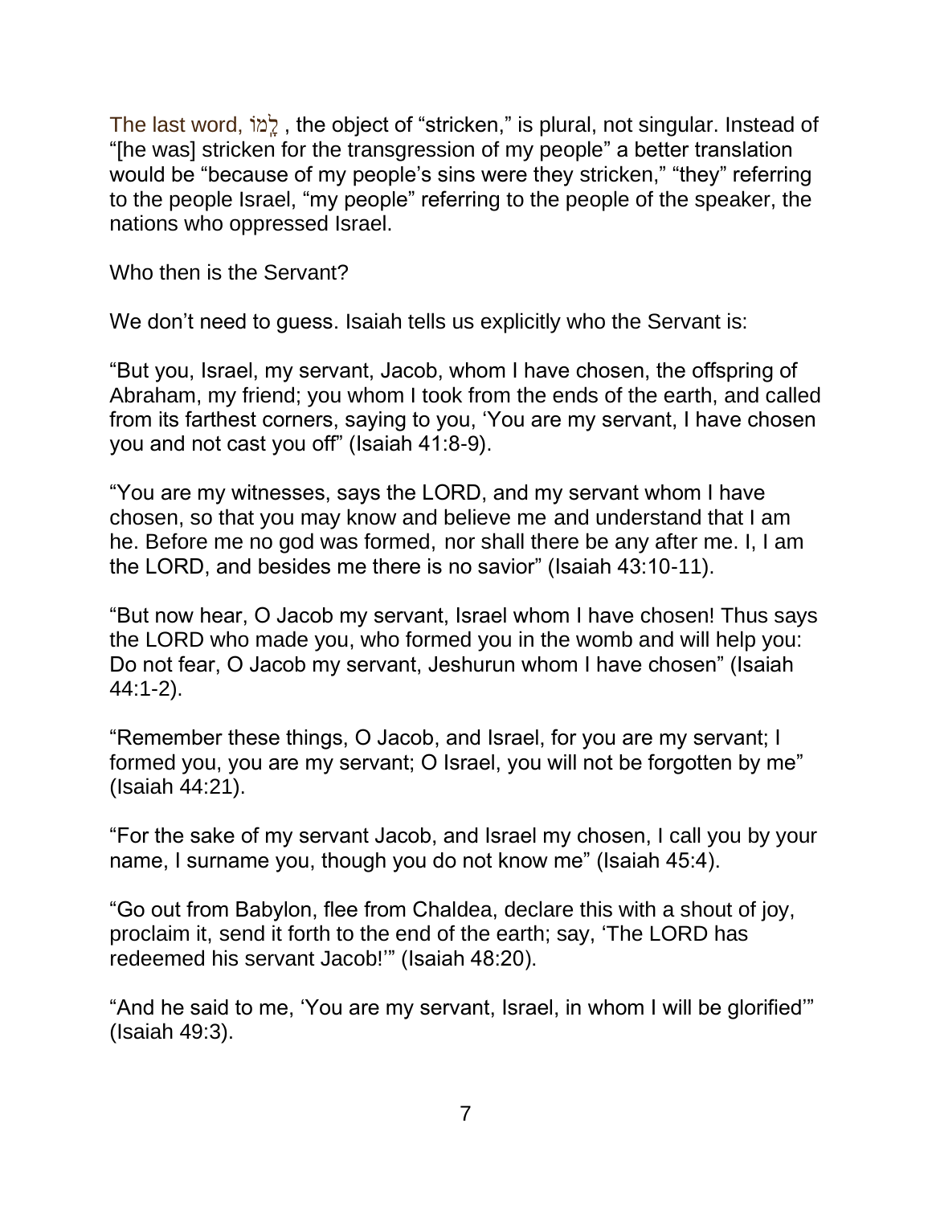The last word, לָמוֹ , the object of “stricken,” is plural, not singular. Instead of “[he was] stricken for the transgression of my people” a better translation would be “because of my people’s sins were they stricken,” “they” referring to the people Israel, “my people” referring to the people of the speaker, the nations who oppressed Israel.

Who then is the Servant?

We don’t need to guess. Isaiah tells us explicitly who the Servant is:

“But you, Israel, my servant, Jacob, whom I have chosen, the offspring of Abraham, my friend; you whom I took from the ends of the earth, and called from its farthest corners, saying to you, ‘You are my servant, I have chosen you and not cast you off” (Isaiah 41:8-9).

“You are my witnesses, says the LORD, and my servant whom I have chosen, so that you may know and believe me and understand that I am he. Before me no god was formed, nor shall there be any after me. I, I am the LORD, and besides me there is no savior” (Isaiah 43:10-11).

“But now hear, O Jacob my servant, Israel whom I have chosen! Thus says the LORD who made you, who formed you in the womb and will help you: Do not fear, O Jacob my servant, Jeshurun whom I have chosen” (Isaiah 44:1-2).

“Remember these things, O Jacob, and Israel, for you are my servant; I formed you, you are my servant; O Israel, you will not be forgotten by me” (Isaiah 44:21).

“For the sake of my servant Jacob, and Israel my chosen, I call you by your name, I surname you, though you do not know me” (Isaiah 45:4).

“Go out from Babylon, flee from Chaldea, declare this with a shout of joy, proclaim it, send it forth to the end of the earth; say, ‘The LORD has redeemed his servant Jacob!’” (Isaiah 48:20).

“And he said to me, ‘You are my servant, Israel, in whom I will be glorified’” (Isaiah 49:3).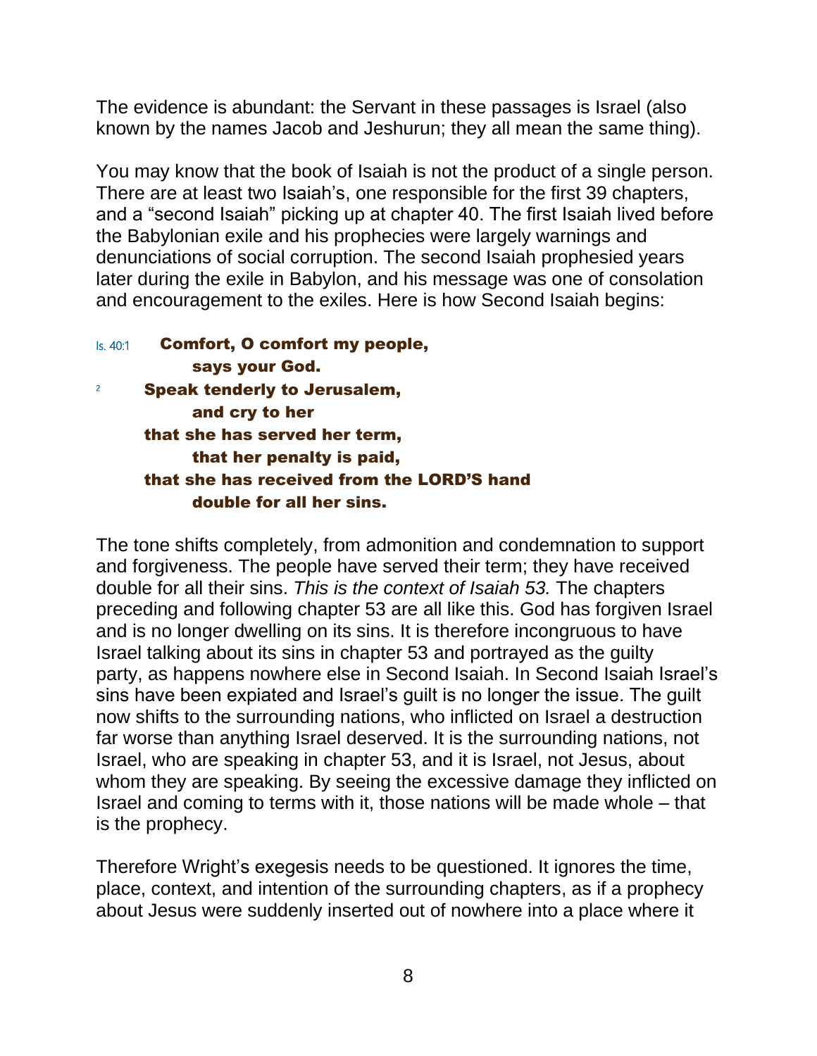The evidence is abundant: the Servant in these passages is Israel (also known by the names Jacob and Jeshurun; they all mean the same thing).

You may know that the book of Isaiah is not the product of a single person. There are at least two Isaiah's, one responsible for the first 39 chapters, and a "second Isaiah" picking up at chapter 40. The first Isaiah lived before the Babylonian exile and his prophecies were largely warnings and denunciations of social corruption. The second Isaiah prophesied years later during the exile in Babylon, and his message was one of consolation and encouragement to the exiles. Here is how Second Isaiah begins:

Is. 40:1 **Comfort, O comfort my people,**
**says your God.**
2 **Speak tenderly to Jerusalem,**
**and cry to her**
**that she has served her term,**
**that her penalty is paid,**
**that she has received from the LORD'S hand**
**double for all her sins.**

The tone shifts completely, from admonition and condemnation to support and forgiveness. The people have served their term; they have received double for all their sins. *This is the context of Isaiah 53.* The chapters preceding and following chapter 53 are all like this. God has forgiven Israel and is no longer dwelling on its sins. It is therefore incongruous to have Israel talking about its sins in chapter 53 and portrayed as the guilty party, as happens nowhere else in Second Isaiah. In Second Isaiah Israel's sins have been expiated and Israel's guilt is no longer the issue. The guilt now shifts to the surrounding nations, who inflicted on Israel a destruction far worse than anything Israel deserved. It is the surrounding nations, not Israel, who are speaking in chapter 53, and it is Israel, not Jesus, about whom they are speaking. By seeing the excessive damage they inflicted on Israel and coming to terms with it, those nations will be made whole – that is the prophecy.

Therefore Wright's exegesis needs to be questioned. It ignores the time, place, context, and intention of the surrounding chapters, as if a prophecy about Jesus were suddenly inserted out of nowhere into a place where it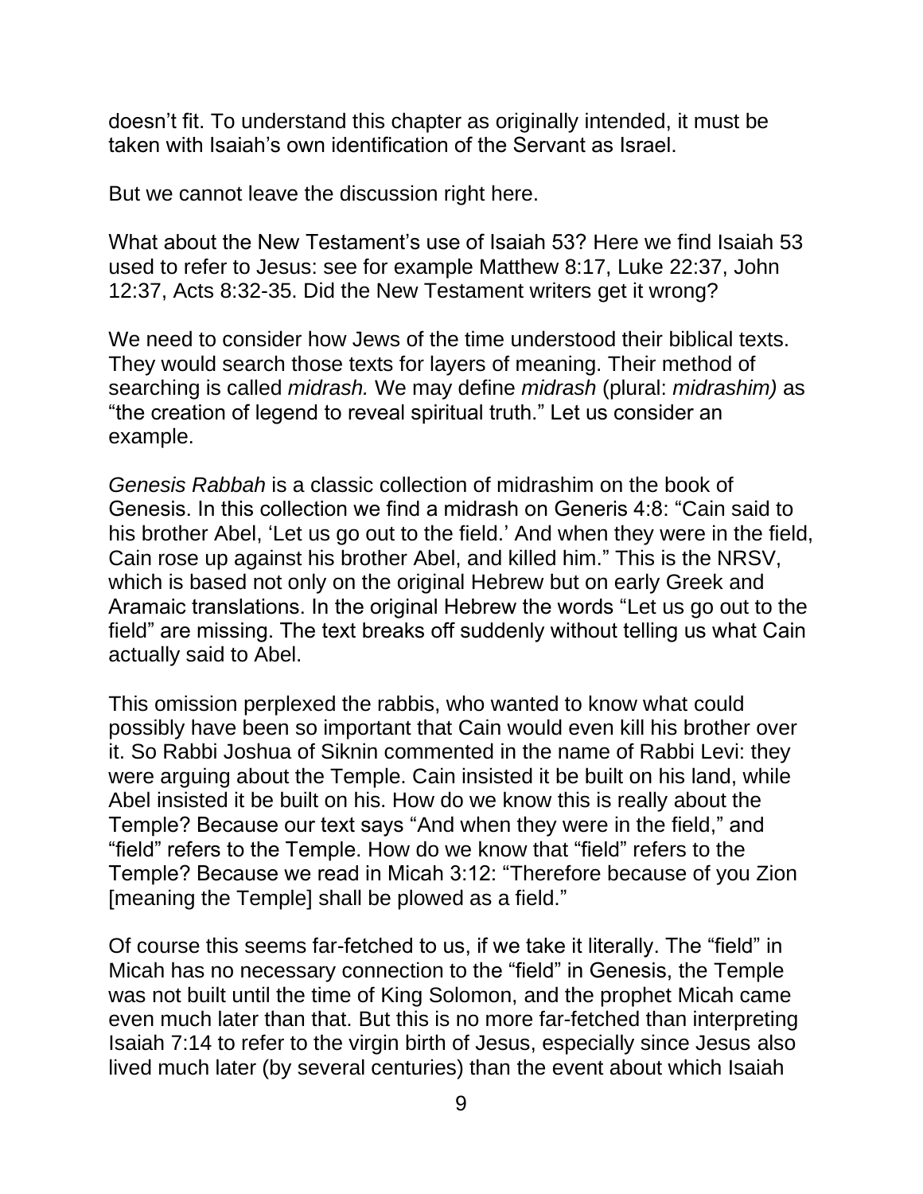doesn't fit. To understand this chapter as originally intended, it must be taken with Isaiah's own identification of the Servant as Israel.

But we cannot leave the discussion right here.

What about the New Testament's use of Isaiah 53? Here we find Isaiah 53 used to refer to Jesus: see for example Matthew 8:17, Luke 22:37, John 12:37, Acts 8:32-35. Did the New Testament writers get it wrong?

We need to consider how Jews of the time understood their biblical texts. They would search those texts for layers of meaning. Their method of searching is called *midrash.* We may define *midrash* (plural: *midrashim)* as "the creation of legend to reveal spiritual truth." Let us consider an example.

*Genesis Rabbah* is a classic collection of midrashim on the book of Genesis. In this collection we find a midrash on Generis 4:8: "Cain said to his brother Abel, 'Let us go out to the field.' And when they were in the field, Cain rose up against his brother Abel, and killed him." This is the NRSV, which is based not only on the original Hebrew but on early Greek and Aramaic translations. In the original Hebrew the words "Let us go out to the field" are missing. The text breaks off suddenly without telling us what Cain actually said to Abel.

This omission perplexed the rabbis, who wanted to know what could possibly have been so important that Cain would even kill his brother over it. So Rabbi Joshua of Siknin commented in the name of Rabbi Levi: they were arguing about the Temple. Cain insisted it be built on his land, while Abel insisted it be built on his. How do we know this is really about the Temple? Because our text says "And when they were in the field," and "field" refers to the Temple. How do we know that "field" refers to the Temple? Because we read in Micah 3:12: "Therefore because of you Zion [meaning the Temple] shall be plowed as a field."

Of course this seems far-fetched to us, if we take it literally. The "field" in Micah has no necessary connection to the "field" in Genesis, the Temple was not built until the time of King Solomon, and the prophet Micah came even much later than that. But this is no more far-fetched than interpreting Isaiah 7:14 to refer to the virgin birth of Jesus, especially since Jesus also lived much later (by several centuries) than the event about which Isaiah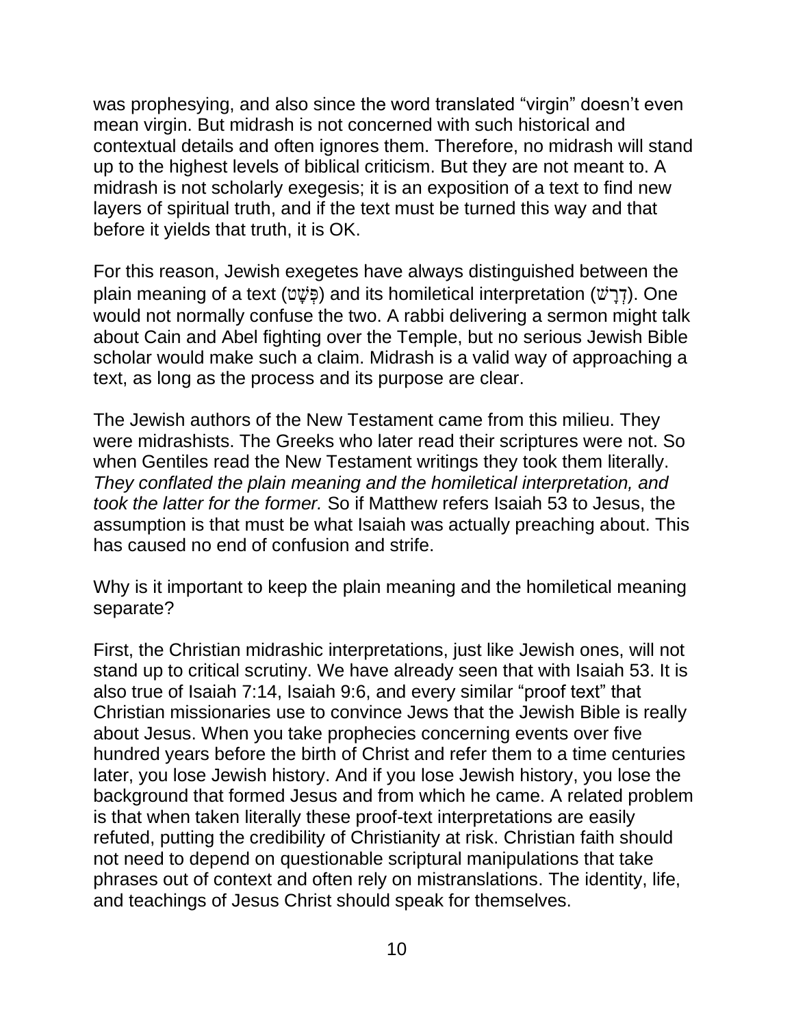was prophesying, and also since the word translated "virgin" doesn't even mean virgin. But midrash is not concerned with such historical and contextual details and often ignores them. Therefore, no midrash will stand up to the highest levels of biblical criticism. But they are not meant to. A midrash is not scholarly exegesis; it is an exposition of a text to find new layers of spiritual truth, and if the text must be turned this way and that before it yields that truth, it is OK.

For this reason, Jewish exegetes have always distinguished between the plain meaning of a text (פְּשָׁט) and its homiletical interpretation (דְרָשׁ). One would not normally confuse the two. A rabbi delivering a sermon might talk about Cain and Abel fighting over the Temple, but no serious Jewish Bible scholar would make such a claim. Midrash is a valid way of approaching a text, as long as the process and its purpose are clear.

The Jewish authors of the New Testament came from this milieu. They were midrashists. The Greeks who later read their scriptures were not. So when Gentiles read the New Testament writings they took them literally. *They conflated the plain meaning and the homiletical interpretation, and took the latter for the former.* So if Matthew refers Isaiah 53 to Jesus, the assumption is that must be what Isaiah was actually preaching about. This has caused no end of confusion and strife.

Why is it important to keep the plain meaning and the homiletical meaning separate?

First, the Christian midrashic interpretations, just like Jewish ones, will not stand up to critical scrutiny. We have already seen that with Isaiah 53. It is also true of Isaiah 7:14, Isaiah 9:6, and every similar "proof text" that Christian missionaries use to convince Jews that the Jewish Bible is really about Jesus. When you take prophecies concerning events over five hundred years before the birth of Christ and refer them to a time centuries later, you lose Jewish history. And if you lose Jewish history, you lose the background that formed Jesus and from which he came. A related problem is that when taken literally these proof-text interpretations are easily refuted, putting the credibility of Christianity at risk. Christian faith should not need to depend on questionable scriptural manipulations that take phrases out of context and often rely on mistranslations. The identity, life, and teachings of Jesus Christ should speak for themselves.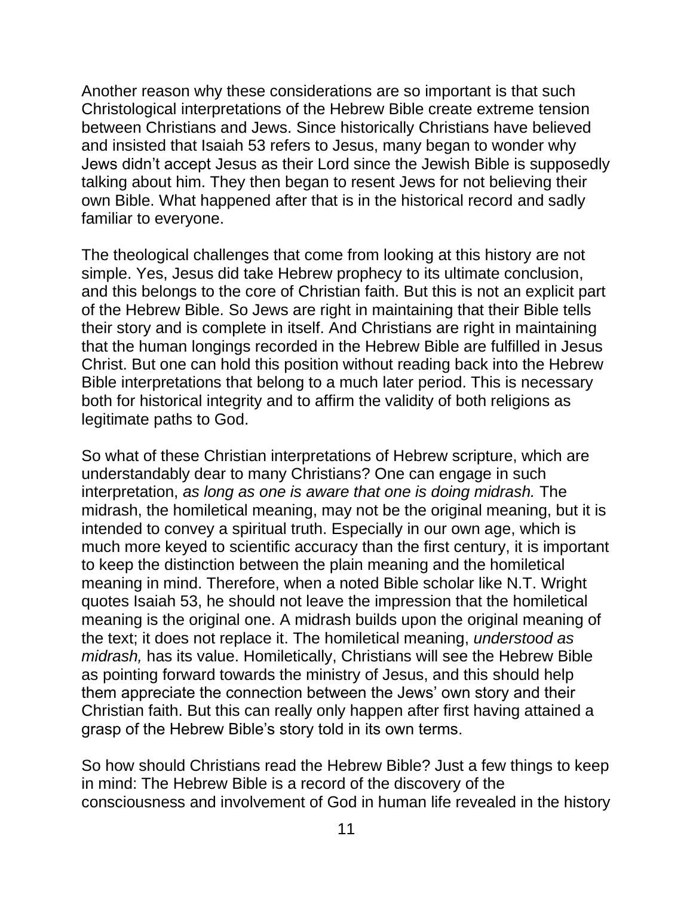Another reason why these considerations are so important is that such Christological interpretations of the Hebrew Bible create extreme tension between Christians and Jews. Since historically Christians have believed and insisted that Isaiah 53 refers to Jesus, many began to wonder why Jews didn't accept Jesus as their Lord since the Jewish Bible is supposedly talking about him. They then began to resent Jews for not believing their own Bible. What happened after that is in the historical record and sadly familiar to everyone.

The theological challenges that come from looking at this history are not simple. Yes, Jesus did take Hebrew prophecy to its ultimate conclusion, and this belongs to the core of Christian faith. But this is not an explicit part of the Hebrew Bible. So Jews are right in maintaining that their Bible tells their story and is complete in itself. And Christians are right in maintaining that the human longings recorded in the Hebrew Bible are fulfilled in Jesus Christ. But one can hold this position without reading back into the Hebrew Bible interpretations that belong to a much later period. This is necessary both for historical integrity and to affirm the validity of both religions as legitimate paths to God.

So what of these Christian interpretations of Hebrew scripture, which are understandably dear to many Christians? One can engage in such interpretation, *as long as one is aware that one is doing midrash.* The midrash, the homiletical meaning, may not be the original meaning, but it is intended to convey a spiritual truth. Especially in our own age, which is much more keyed to scientific accuracy than the first century, it is important to keep the distinction between the plain meaning and the homiletical meaning in mind. Therefore, when a noted Bible scholar like N.T. Wright quotes Isaiah 53, he should not leave the impression that the homiletical meaning is the original one. A midrash builds upon the original meaning of the text; it does not replace it. The homiletical meaning, *understood as midrash,* has its value. Homiletically, Christians will see the Hebrew Bible as pointing forward towards the ministry of Jesus, and this should help them appreciate the connection between the Jews' own story and their Christian faith. But this can really only happen after first having attained a grasp of the Hebrew Bible's story told in its own terms.

So how should Christians read the Hebrew Bible? Just a few things to keep in mind: The Hebrew Bible is a record of the discovery of the consciousness and involvement of God in human life revealed in the history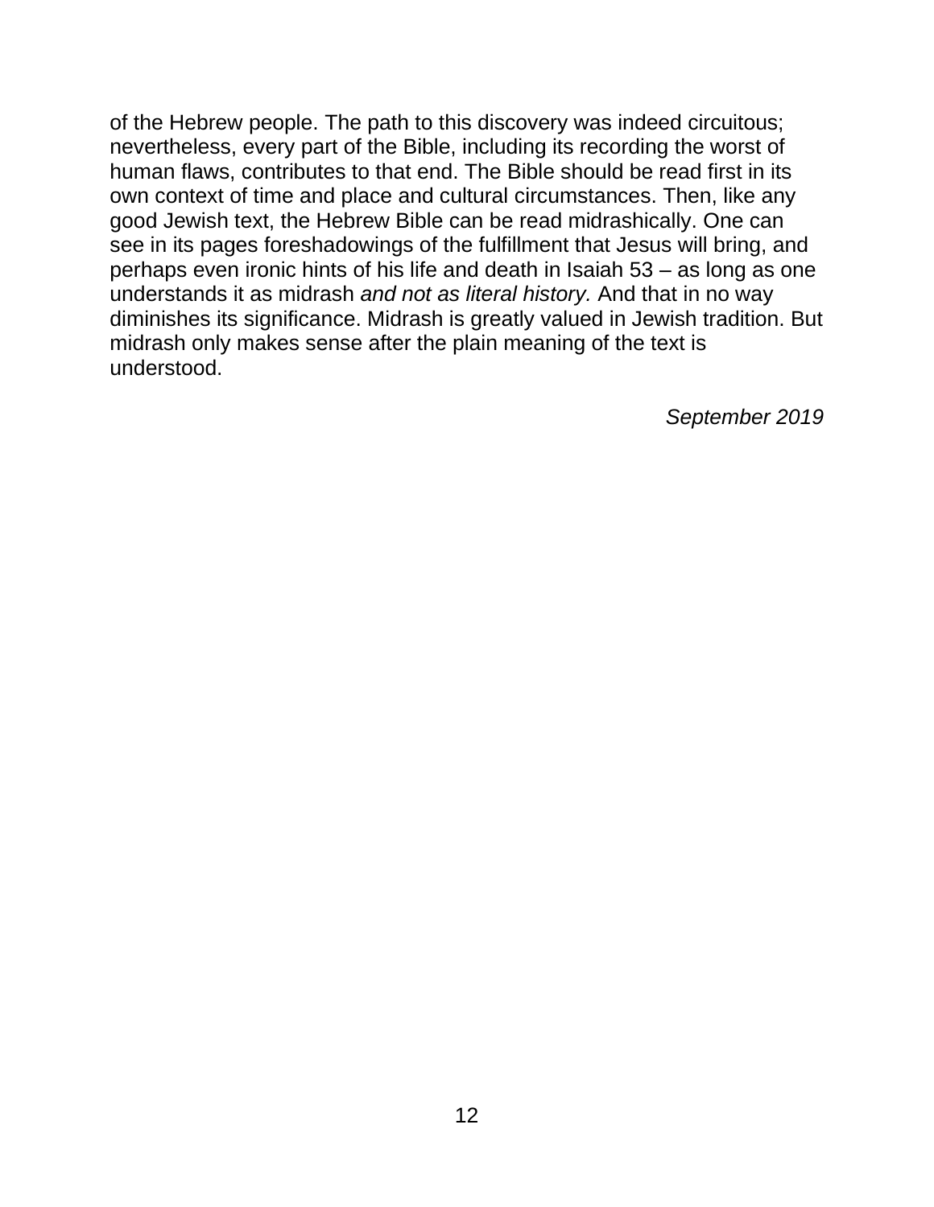of the Hebrew people. The path to this discovery was indeed circuitous; nevertheless, every part of the Bible, including its recording the worst of human flaws, contributes to that end. The Bible should be read first in its own context of time and place and cultural circumstances. Then, like any good Jewish text, the Hebrew Bible can be read midrashically. One can see in its pages foreshadowings of the fulfillment that Jesus will bring, and perhaps even ironic hints of his life and death in Isaiah 53 – as long as one understands it as midrash *and not as literal history.* And that in no way diminishes its significance. Midrash is greatly valued in Jewish tradition. But midrash only makes sense after the plain meaning of the text is understood.

*September 2019*